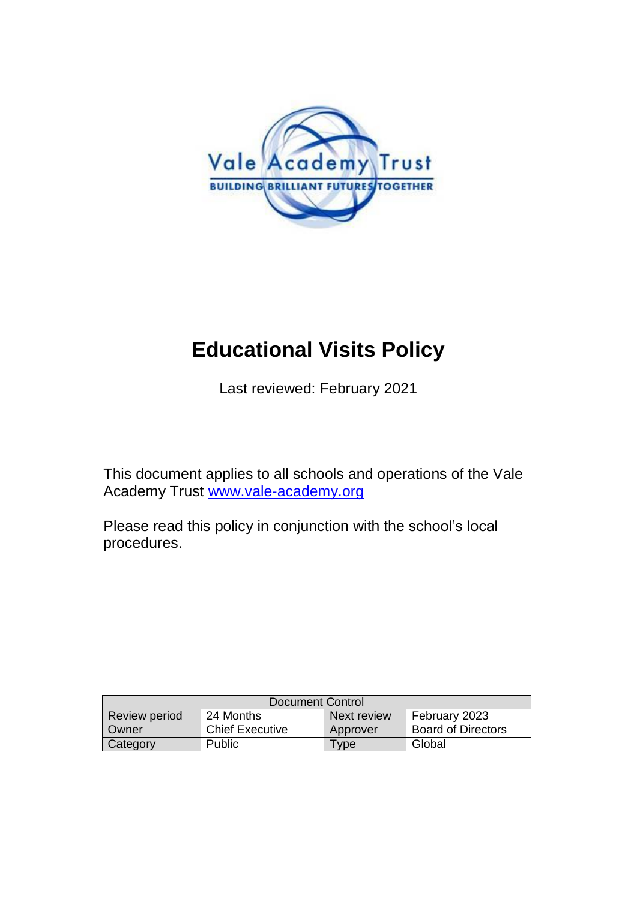Vale Academy Trust

BUILDING BRILLIANT FUTURES TOGETHER

# Educational Visits Policy

Last reviewed: February 2021

This document applies to all schools and operations of the Vale Academy Trust [www.vale-academy.org](http://www.vale-academy.org)

Please read this policy in conjunction with the school's local procedures.

| Document Control | | | |
| --- | --- | --- | --- |
| Review period | 24 Months | Next review | February 2023 |
| Owner | Chief Executive | Approver | Board of Directors |
| Category | Public | Type | Global |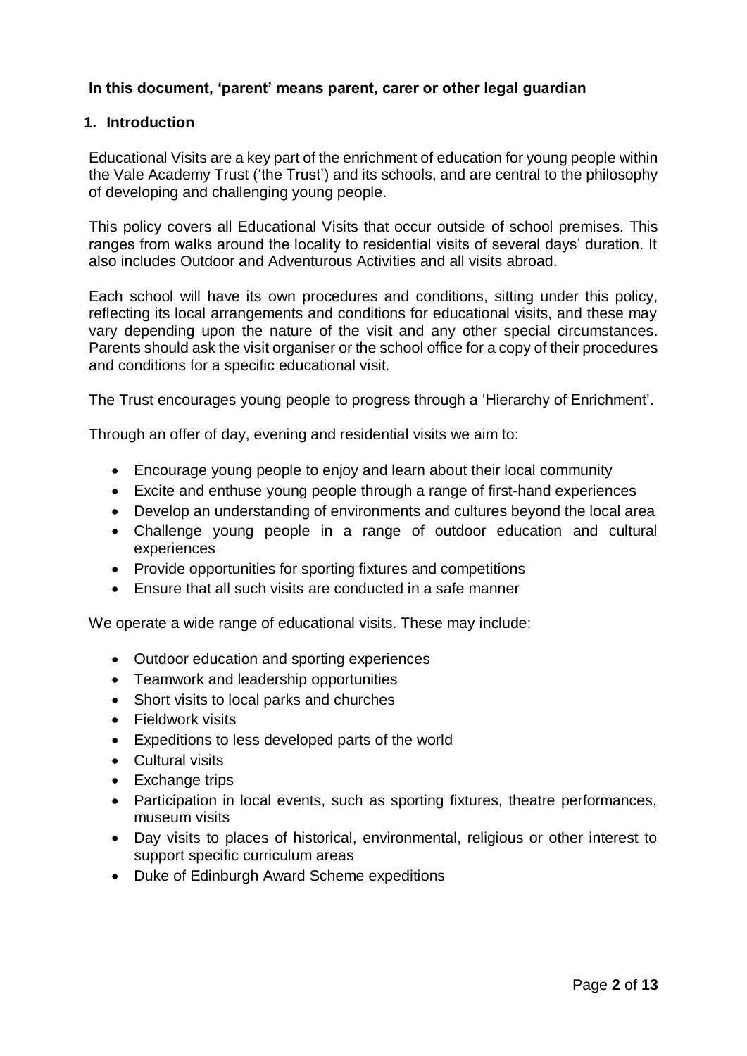**In this document, 'parent' means parent, carer or other legal guardian**

## 1. Introduction

Educational Visits are a key part of the enrichment of education for young people within the Vale Academy Trust ('the Trust') and its schools, and are central to the philosophy of developing and challenging young people.

This policy covers all Educational Visits that occur outside of school premises. This ranges from walks around the locality to residential visits of several days' duration. It also includes Outdoor and Adventurous Activities and all visits abroad.

Each school will have its own procedures and conditions, sitting under this policy, reflecting its local arrangements and conditions for educational visits, and these may vary depending upon the nature of the visit and any other special circumstances. Parents should ask the visit organiser or the school office for a copy of their procedures and conditions for a specific educational visit.

The Trust encourages young people to progress through a 'Hierarchy of Enrichment'.

Through an offer of day, evening and residential visits we aim to:

- Encourage young people to enjoy and learn about their local community
- Excite and enthuse young people through a range of first-hand experiences
- Develop an understanding of environments and cultures beyond the local area
- Challenge young people in a range of outdoor education and cultural experiences
- Provide opportunities for sporting fixtures and competitions
- Ensure that all such visits are conducted in a safe manner

We operate a wide range of educational visits. These may include:

- Outdoor education and sporting experiences
- Teamwork and leadership opportunities
- Short visits to local parks and churches
- Fieldwork visits
- Expeditions to less developed parts of the world
- Cultural visits
- Exchange trips
- Participation in local events, such as sporting fixtures, theatre performances, museum visits
- Day visits to places of historical, environmental, religious or other interest to support specific curriculum areas
- Duke of Edinburgh Award Scheme expeditions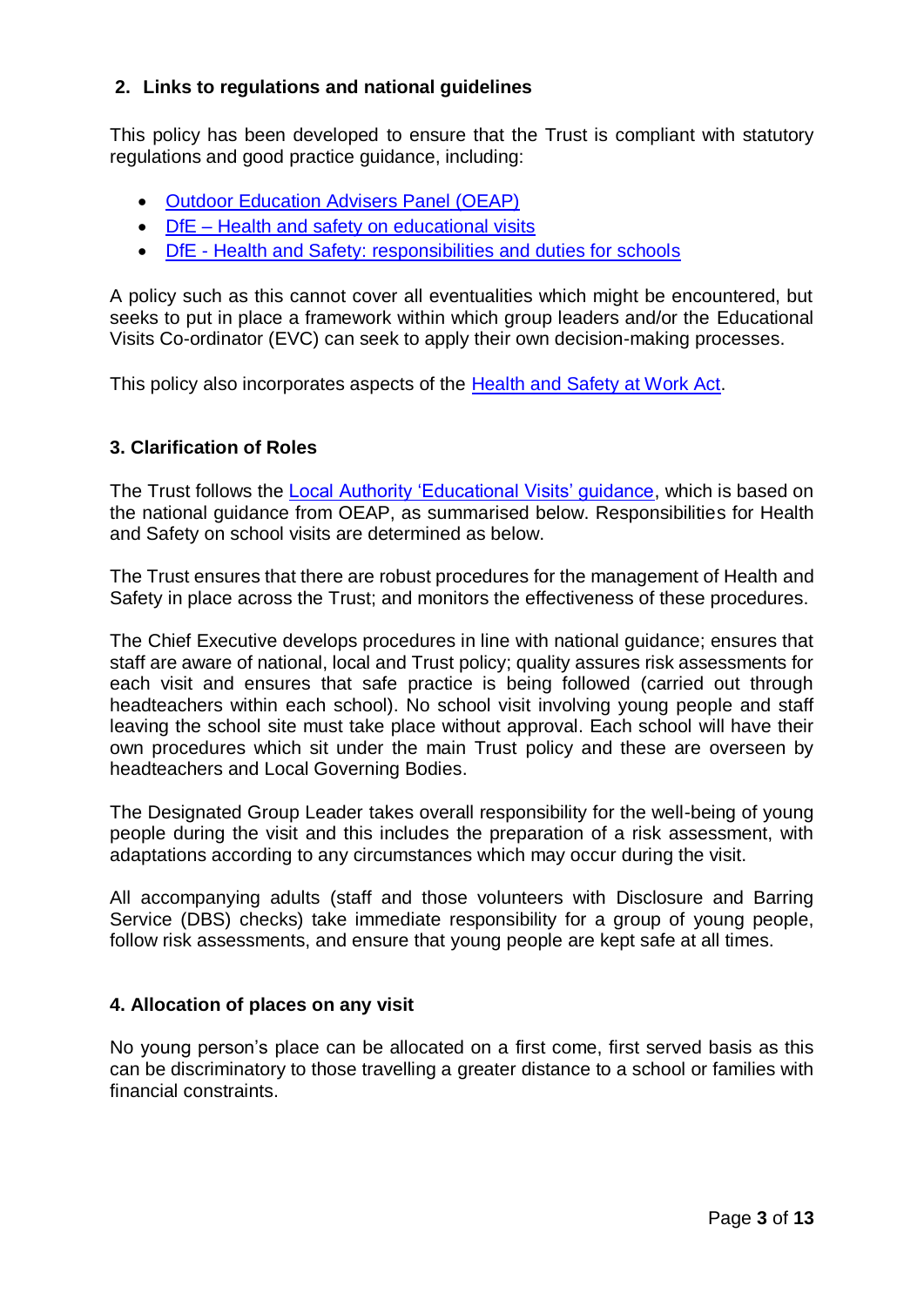## 2. Links to regulations and national guidelines

This policy has been developed to ensure that the Trust is compliant with statutory regulations and good practice guidance, including:

- Outdoor Education Advisers Panel (OEAP)
- DfE – Health and safety on educational visits
- DfE - Health and Safety: responsibilities and duties for schools

A policy such as this cannot cover all eventualities which might be encountered, but seeks to put in place a framework within which group leaders and/or the Educational Visits Co-ordinator (EVC) can seek to apply their own decision-making processes.

This policy also incorporates aspects of the Health and Safety at Work Act.

## 3. Clarification of Roles

The Trust follows the Local Authority 'Educational Visits' guidance, which is based on the national guidance from OEAP, as summarised below. Responsibilities for Health and Safety on school visits are determined as below.

The Trust ensures that there are robust procedures for the management of Health and Safety in place across the Trust; and monitors the effectiveness of these procedures.

The Chief Executive develops procedures in line with national guidance; ensures that staff are aware of national, local and Trust policy; quality assures risk assessments for each visit and ensures that safe practice is being followed (carried out through headteachers within each school). No school visit involving young people and staff leaving the school site must take place without approval. Each school will have their own procedures which sit under the main Trust policy and these are overseen by headteachers and Local Governing Bodies.

The Designated Group Leader takes overall responsibility for the well-being of young people during the visit and this includes the preparation of a risk assessment, with adaptations according to any circumstances which may occur during the visit.

All accompanying adults (staff and those volunteers with Disclosure and Barring Service (DBS) checks) take immediate responsibility for a group of young people, follow risk assessments, and ensure that young people are kept safe at all times.

## 4. Allocation of places on any visit

No young person's place can be allocated on a first come, first served basis as this can be discriminatory to those travelling a greater distance to a school or families with financial constraints.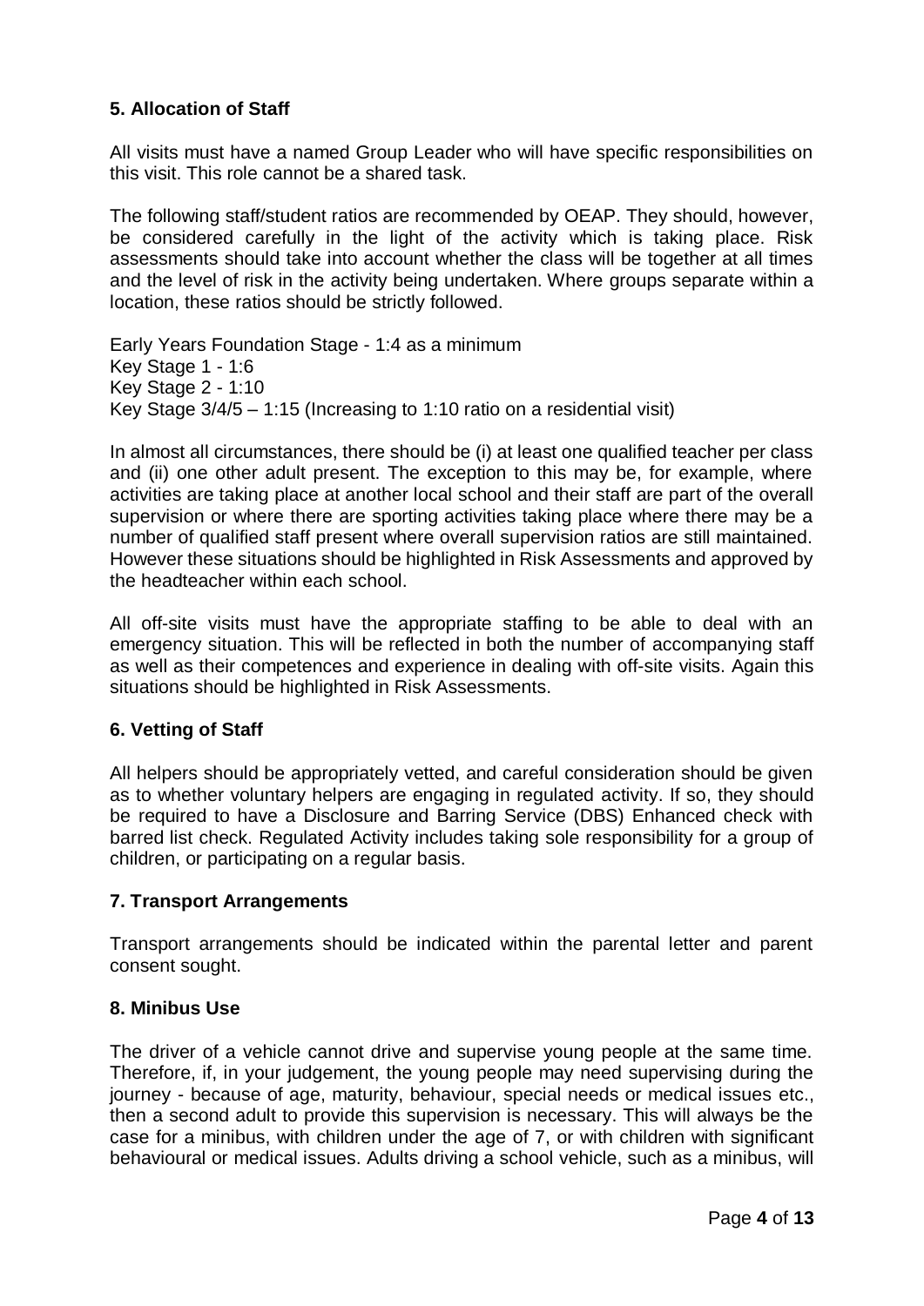## 5. Allocation of Staff

All visits must have a named Group Leader who will have specific responsibilities on this visit. This role cannot be a shared task.

The following staff/student ratios are recommended by OEAP. They should, however, be considered carefully in the light of the activity which is taking place. Risk assessments should take into account whether the class will be together at all times and the level of risk in the activity being undertaken. Where groups separate within a location, these ratios should be strictly followed.

Early Years Foundation Stage - 1:4 as a minimum
Key Stage 1 - 1:6
Key Stage 2 - 1:10
Key Stage 3/4/5 – 1:15 (Increasing to 1:10 ratio on a residential visit)

In almost all circumstances, there should be (i) at least one qualified teacher per class and (ii) one other adult present. The exception to this may be, for example, where activities are taking place at another local school and their staff are part of the overall supervision or where there are sporting activities taking place where there may be a number of qualified staff present where overall supervision ratios are still maintained. However these situations should be highlighted in Risk Assessments and approved by the headteacher within each school.

All off-site visits must have the appropriate staffing to be able to deal with an emergency situation. This will be reflected in both the number of accompanying staff as well as their competences and experience in dealing with off-site visits. Again this situations should be highlighted in Risk Assessments.

## 6. Vetting of Staff

All helpers should be appropriately vetted, and careful consideration should be given as to whether voluntary helpers are engaging in regulated activity. If so, they should be required to have a Disclosure and Barring Service (DBS) Enhanced check with barred list check. Regulated Activity includes taking sole responsibility for a group of children, or participating on a regular basis.

## 7. Transport Arrangements

Transport arrangements should be indicated within the parental letter and parent consent sought.

## 8. Minibus Use

The driver of a vehicle cannot drive and supervise young people at the same time. Therefore, if, in your judgement, the young people may need supervising during the journey - because of age, maturity, behaviour, special needs or medical issues etc., then a second adult to provide this supervision is necessary. This will always be the case for a minibus, with children under the age of 7, or with children with significant behavioural or medical issues. Adults driving a school vehicle, such as a minibus, will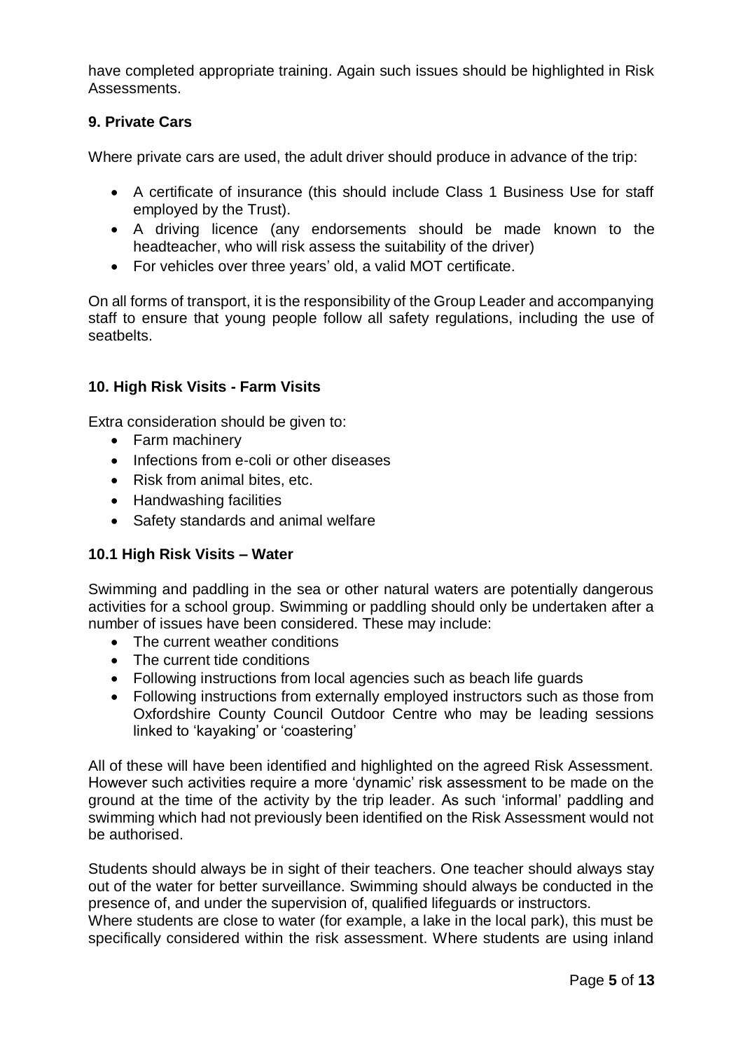have completed appropriate training. Again such issues should be highlighted in Risk Assessments.

### 9. Private Cars

Where private cars are used, the adult driver should produce in advance of the trip:

- A certificate of insurance (this should include Class 1 Business Use for staff employed by the Trust).
- A driving licence (any endorsements should be made known to the headteacher, who will risk assess the suitability of the driver)
- For vehicles over three years' old, a valid MOT certificate.

On all forms of transport, it is the responsibility of the Group Leader and accompanying staff to ensure that young people follow all safety regulations, including the use of seatbelts.

### 10. High Risk Visits - Farm Visits

Extra consideration should be given to:

- Farm machinery
- Infections from e-coli or other diseases
- Risk from animal bites, etc.
- Handwashing facilities
- Safety standards and animal welfare

### 10.1 High Risk Visits – Water

Swimming and paddling in the sea or other natural waters are potentially dangerous activities for a school group. Swimming or paddling should only be undertaken after a number of issues have been considered. These may include:

- The current weather conditions
- The current tide conditions
- Following instructions from local agencies such as beach life guards
- Following instructions from externally employed instructors such as those from Oxfordshire County Council Outdoor Centre who may be leading sessions linked to 'kayaking' or 'coastering'

All of these will have been identified and highlighted on the agreed Risk Assessment. However such activities require a more 'dynamic' risk assessment to be made on the ground at the time of the activity by the trip leader. As such 'informal' paddling and swimming which had not previously been identified on the Risk Assessment would not be authorised.

Students should always be in sight of their teachers. One teacher should always stay out of the water for better surveillance. Swimming should always be conducted in the presence of, and under the supervision of, qualified lifeguards or instructors.
Where students are close to water (for example, a lake in the local park), this must be specifically considered within the risk assessment. Where students are using inland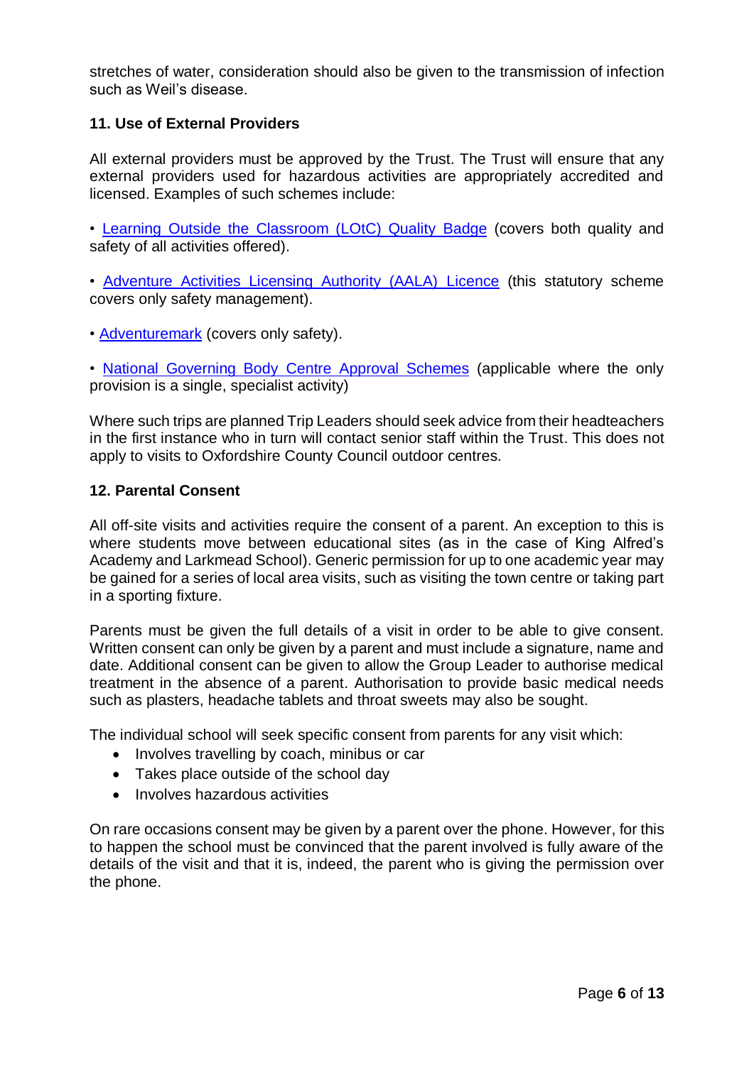stretches of water, consideration should also be given to the transmission of infection such as Weil's disease.

## 11. Use of External Providers

All external providers must be approved by the Trust. The Trust will ensure that any external providers used for hazardous activities are appropriately accredited and licensed. Examples of such schemes include:

• Learning Outside the Classroom (LOtC) Quality Badge (covers both quality and safety of all activities offered).

• Adventure Activities Licensing Authority (AALA) Licence (this statutory scheme covers only safety management).

• Adventuremark (covers only safety).

• National Governing Body Centre Approval Schemes (applicable where the only provision is a single, specialist activity)

Where such trips are planned Trip Leaders should seek advice from their headteachers in the first instance who in turn will contact senior staff within the Trust. This does not apply to visits to Oxfordshire County Council outdoor centres.

## 12. Parental Consent

All off-site visits and activities require the consent of a parent. An exception to this is where students move between educational sites (as in the case of King Alfred's Academy and Larkmead School). Generic permission for up to one academic year may be gained for a series of local area visits, such as visiting the town centre or taking part in a sporting fixture.

Parents must be given the full details of a visit in order to be able to give consent. Written consent can only be given by a parent and must include a signature, name and date. Additional consent can be given to allow the Group Leader to authorise medical treatment in the absence of a parent. Authorisation to provide basic medical needs such as plasters, headache tablets and throat sweets may also be sought.

The individual school will seek specific consent from parents for any visit which:

- Involves travelling by coach, minibus or car
- Takes place outside of the school day
- Involves hazardous activities

On rare occasions consent may be given by a parent over the phone. However, for this to happen the school must be convinced that the parent involved is fully aware of the details of the visit and that it is, indeed, the parent who is giving the permission over the phone.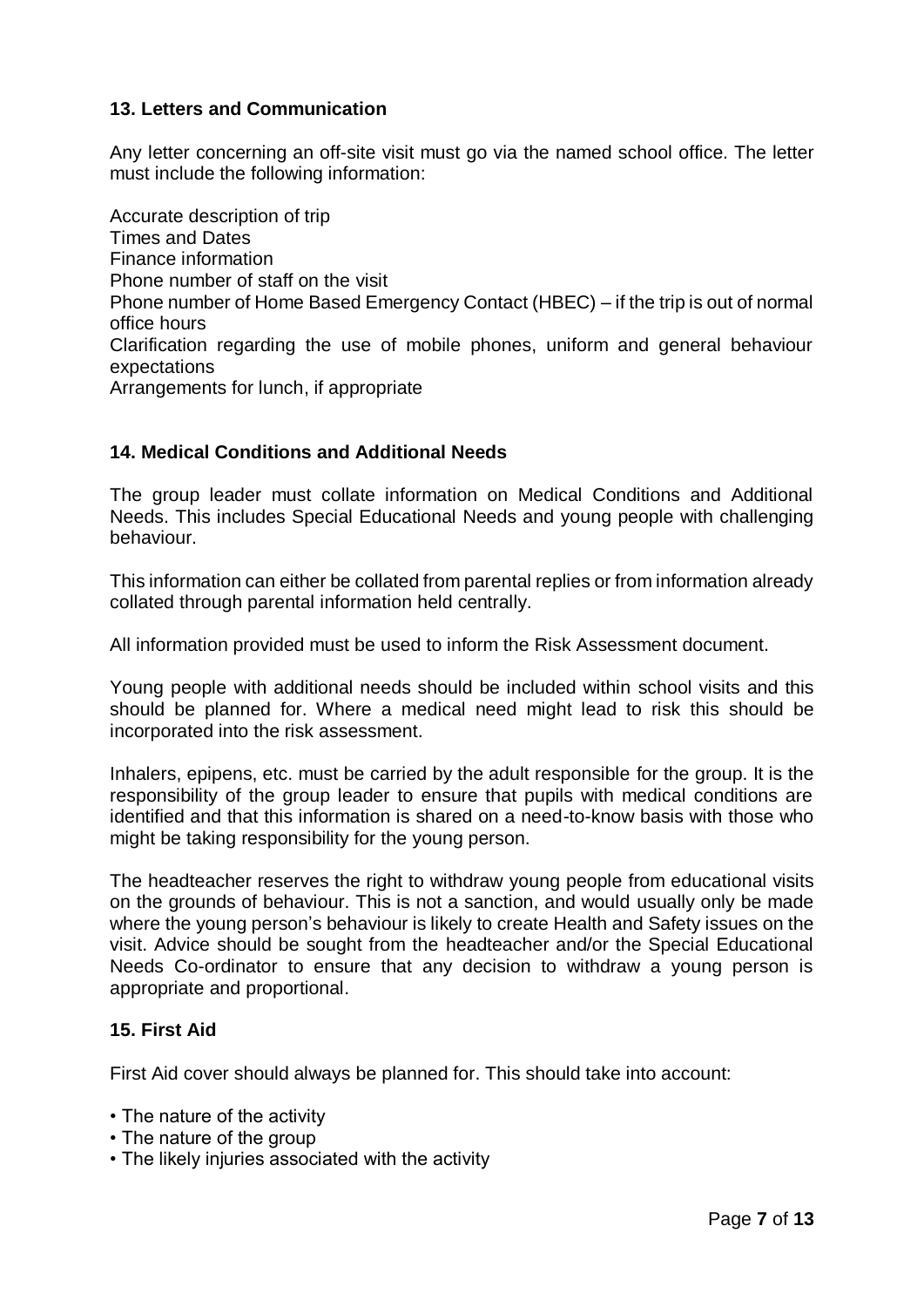## 13. Letters and Communication

Any letter concerning an off-site visit must go via the named school office. The letter must include the following information:

Accurate description of trip
Times and Dates
Finance information
Phone number of staff on the visit
Phone number of Home Based Emergency Contact (HBEC) – if the trip is out of normal office hours
Clarification regarding the use of mobile phones, uniform and general behaviour expectations
Arrangements for lunch, if appropriate

## 14. Medical Conditions and Additional Needs

The group leader must collate information on Medical Conditions and Additional Needs. This includes Special Educational Needs and young people with challenging behaviour.

This information can either be collated from parental replies or from information already collated through parental information held centrally.

All information provided must be used to inform the Risk Assessment document.

Young people with additional needs should be included within school visits and this should be planned for. Where a medical need might lead to risk this should be incorporated into the risk assessment.

Inhalers, epipens, etc. must be carried by the adult responsible for the group. It is the responsibility of the group leader to ensure that pupils with medical conditions are identified and that this information is shared on a need-to-know basis with those who might be taking responsibility for the young person.

The headteacher reserves the right to withdraw young people from educational visits on the grounds of behaviour. This is not a sanction, and would usually only be made where the young person's behaviour is likely to create Health and Safety issues on the visit. Advice should be sought from the headteacher and/or the Special Educational Needs Co-ordinator to ensure that any decision to withdraw a young person is appropriate and proportional.

## 15. First Aid

First Aid cover should always be planned for. This should take into account:

- The nature of the activity
- The nature of the group
- The likely injuries associated with the activity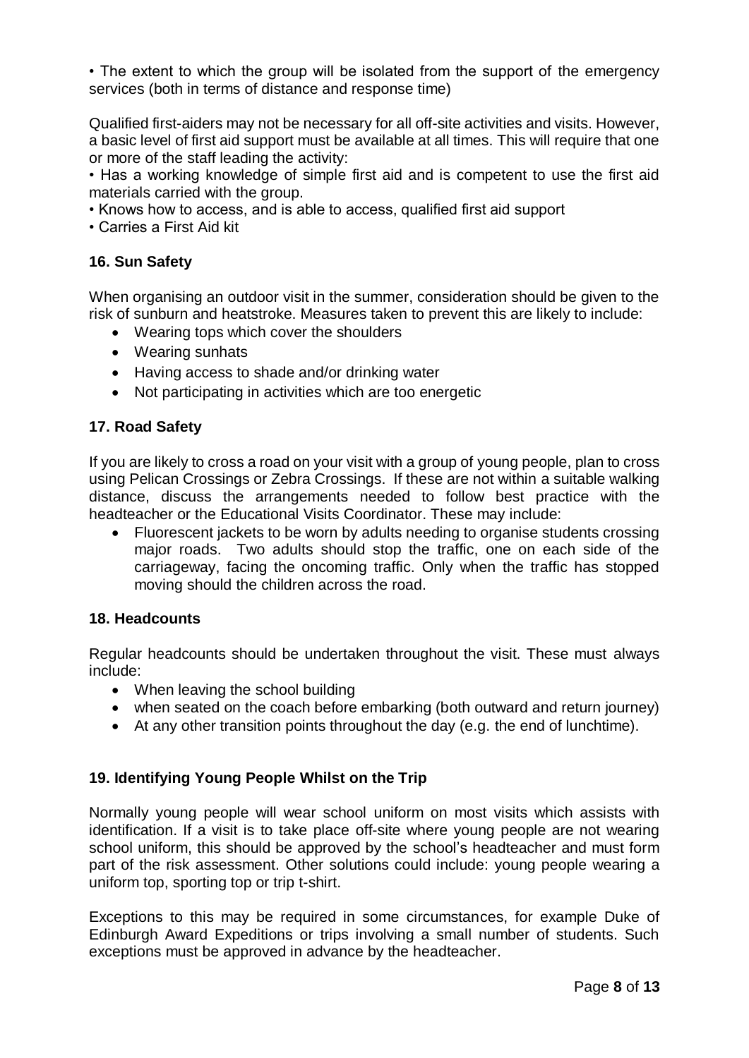• The extent to which the group will be isolated from the support of the emergency services (both in terms of distance and response time)

Qualified first-aiders may not be necessary for all off-site activities and visits. However, a basic level of first aid support must be available at all times. This will require that one or more of the staff leading the activity:

• Has a working knowledge of simple first aid and is competent to use the first aid materials carried with the group.

• Knows how to access, and is able to access, qualified first aid support

• Carries a First Aid kit

### 16. Sun Safety

When organising an outdoor visit in the summer, consideration should be given to the risk of sunburn and heatstroke. Measures taken to prevent this are likely to include:

- Wearing tops which cover the shoulders
- Wearing sunhats
- Having access to shade and/or drinking water
- Not participating in activities which are too energetic

### 17. Road Safety

If you are likely to cross a road on your visit with a group of young people, plan to cross using Pelican Crossings or Zebra Crossings. If these are not within a suitable walking distance, discuss the arrangements needed to follow best practice with the headteacher or the Educational Visits Coordinator. These may include:

- Fluorescent jackets to be worn by adults needing to organise students crossing major roads. Two adults should stop the traffic, one on each side of the carriageway, facing the oncoming traffic. Only when the traffic has stopped moving should the children across the road.

### 18. Headcounts

Regular headcounts should be undertaken throughout the visit. These must always include:

- When leaving the school building
- when seated on the coach before embarking (both outward and return journey)
- At any other transition points throughout the day (e.g. the end of lunchtime).

### 19. Identifying Young People Whilst on the Trip

Normally young people will wear school uniform on most visits which assists with identification. If a visit is to take place off-site where young people are not wearing school uniform, this should be approved by the school's headteacher and must form part of the risk assessment. Other solutions could include: young people wearing a uniform top, sporting top or trip t-shirt.

Exceptions to this may be required in some circumstances, for example Duke of Edinburgh Award Expeditions or trips involving a small number of students. Such exceptions must be approved in advance by the headteacher.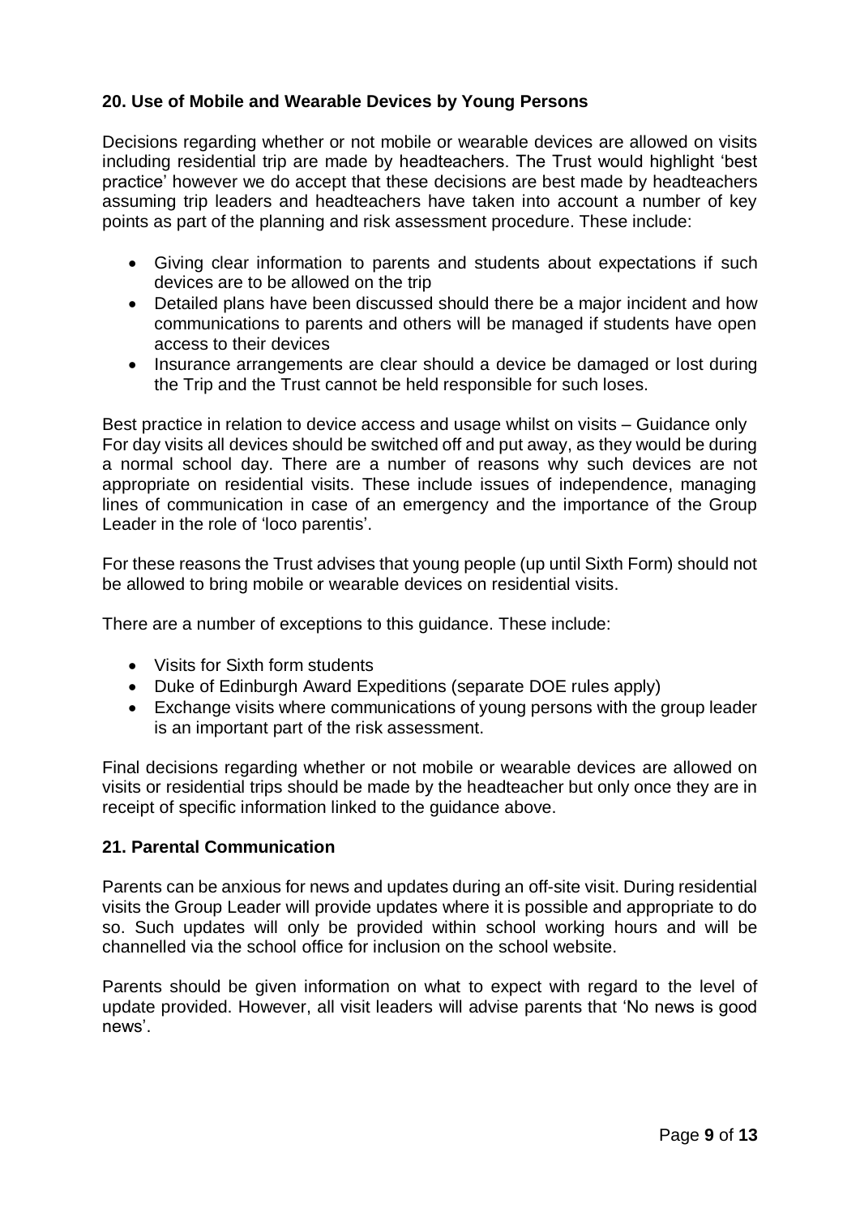## 20. Use of Mobile and Wearable Devices by Young Persons

Decisions regarding whether or not mobile or wearable devices are allowed on visits including residential trip are made by headteachers. The Trust would highlight 'best practice' however we do accept that these decisions are best made by headteachers assuming trip leaders and headteachers have taken into account a number of key points as part of the planning and risk assessment procedure. These include:

- Giving clear information to parents and students about expectations if such devices are to be allowed on the trip
- Detailed plans have been discussed should there be a major incident and how communications to parents and others will be managed if students have open access to their devices
- Insurance arrangements are clear should a device be damaged or lost during the Trip and the Trust cannot be held responsible for such loses.

Best practice in relation to device access and usage whilst on visits – Guidance only
For day visits all devices should be switched off and put away, as they would be during a normal school day. There are a number of reasons why such devices are not appropriate on residential visits. These include issues of independence, managing lines of communication in case of an emergency and the importance of the Group Leader in the role of 'loco parentis'.

For these reasons the Trust advises that young people (up until Sixth Form) should not be allowed to bring mobile or wearable devices on residential visits.

There are a number of exceptions to this guidance. These include:

- Visits for Sixth form students
- Duke of Edinburgh Award Expeditions (separate DOE rules apply)
- Exchange visits where communications of young persons with the group leader is an important part of the risk assessment.

Final decisions regarding whether or not mobile or wearable devices are allowed on visits or residential trips should be made by the headteacher but only once they are in receipt of specific information linked to the guidance above.

## 21. Parental Communication

Parents can be anxious for news and updates during an off-site visit. During residential visits the Group Leader will provide updates where it is possible and appropriate to do so. Such updates will only be provided within school working hours and will be channelled via the school office for inclusion on the school website.

Parents should be given information on what to expect with regard to the level of update provided. However, all visit leaders will advise parents that 'No news is good news'.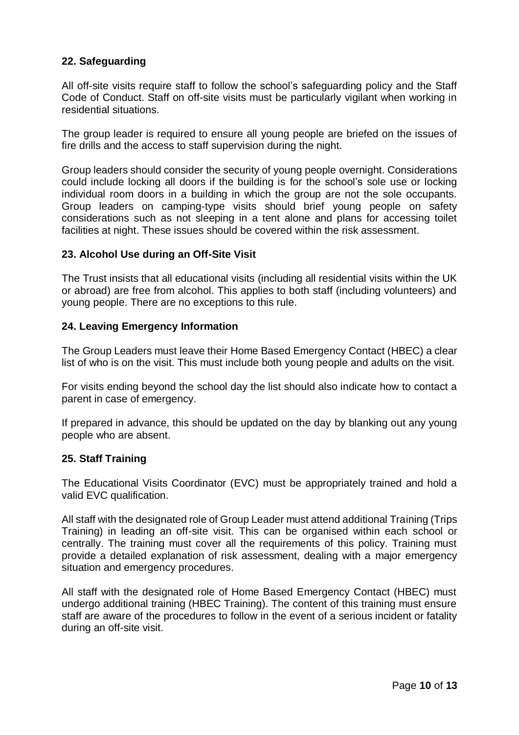## 22. Safeguarding

All off-site visits require staff to follow the school's safeguarding policy and the Staff Code of Conduct. Staff on off-site visits must be particularly vigilant when working in residential situations.

The group leader is required to ensure all young people are briefed on the issues of fire drills and the access to staff supervision during the night.

Group leaders should consider the security of young people overnight. Considerations could include locking all doors if the building is for the school's sole use or locking individual room doors in a building in which the group are not the sole occupants. Group leaders on camping-type visits should brief young people on safety considerations such as not sleeping in a tent alone and plans for accessing toilet facilities at night. These issues should be covered within the risk assessment.

## 23. Alcohol Use during an Off-Site Visit

The Trust insists that all educational visits (including all residential visits within the UK or abroad) are free from alcohol. This applies to both staff (including volunteers) and young people. There are no exceptions to this rule.

## 24. Leaving Emergency Information

The Group Leaders must leave their Home Based Emergency Contact (HBEC) a clear list of who is on the visit. This must include both young people and adults on the visit.

For visits ending beyond the school day the list should also indicate how to contact a parent in case of emergency.

If prepared in advance, this should be updated on the day by blanking out any young people who are absent.

## 25. Staff Training

The Educational Visits Coordinator (EVC) must be appropriately trained and hold a valid EVC qualification.

All staff with the designated role of Group Leader must attend additional Training (Trips Training) in leading an off-site visit. This can be organised within each school or centrally. The training must cover all the requirements of this policy. Training must provide a detailed explanation of risk assessment, dealing with a major emergency situation and emergency procedures.

All staff with the designated role of Home Based Emergency Contact (HBEC) must undergo additional training (HBEC Training). The content of this training must ensure staff are aware of the procedures to follow in the event of a serious incident or fatality during an off-site visit.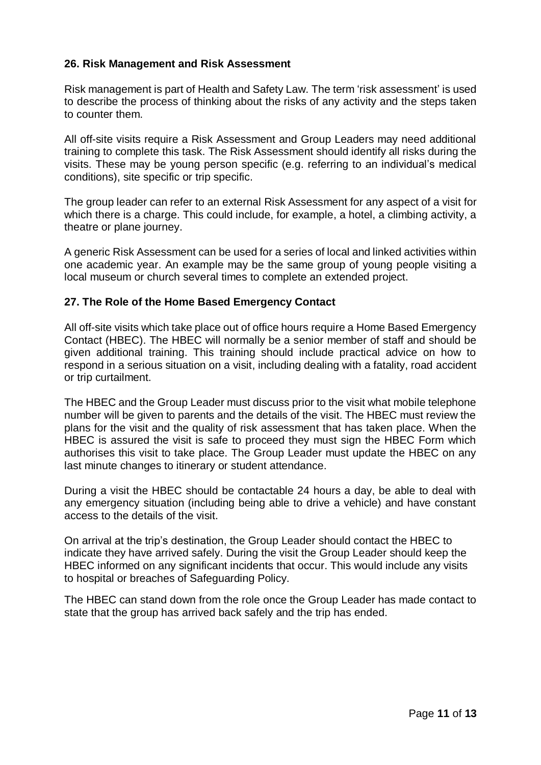## 26. Risk Management and Risk Assessment

Risk management is part of Health and Safety Law. The term 'risk assessment' is used to describe the process of thinking about the risks of any activity and the steps taken to counter them.

All off-site visits require a Risk Assessment and Group Leaders may need additional training to complete this task. The Risk Assessment should identify all risks during the visits. These may be young person specific (e.g. referring to an individual's medical conditions), site specific or trip specific.

The group leader can refer to an external Risk Assessment for any aspect of a visit for which there is a charge. This could include, for example, a hotel, a climbing activity, a theatre or plane journey.

A generic Risk Assessment can be used for a series of local and linked activities within one academic year. An example may be the same group of young people visiting a local museum or church several times to complete an extended project.

## 27. The Role of the Home Based Emergency Contact

All off-site visits which take place out of office hours require a Home Based Emergency Contact (HBEC). The HBEC will normally be a senior member of staff and should be given additional training. This training should include practical advice on how to respond in a serious situation on a visit, including dealing with a fatality, road accident or trip curtailment.

The HBEC and the Group Leader must discuss prior to the visit what mobile telephone number will be given to parents and the details of the visit. The HBEC must review the plans for the visit and the quality of risk assessment that has taken place. When the HBEC is assured the visit is safe to proceed they must sign the HBEC Form which authorises this visit to take place. The Group Leader must update the HBEC on any last minute changes to itinerary or student attendance.

During a visit the HBEC should be contactable 24 hours a day, be able to deal with any emergency situation (including being able to drive a vehicle) and have constant access to the details of the visit.

On arrival at the trip's destination, the Group Leader should contact the HBEC to indicate they have arrived safely. During the visit the Group Leader should keep the HBEC informed on any significant incidents that occur. This would include any visits to hospital or breaches of Safeguarding Policy.

The HBEC can stand down from the role once the Group Leader has made contact to state that the group has arrived back safely and the trip has ended.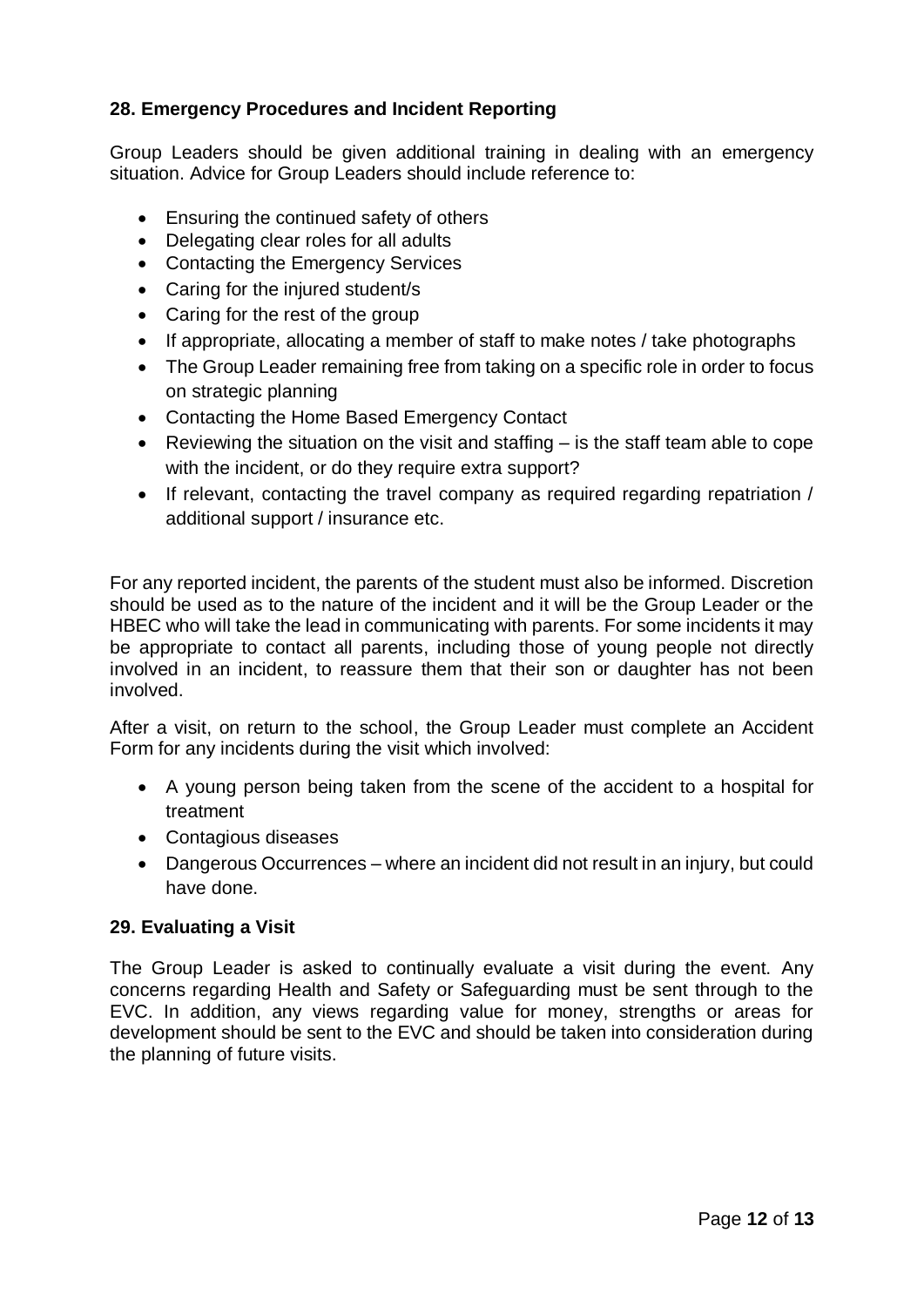## 28. Emergency Procedures and Incident Reporting

Group Leaders should be given additional training in dealing with an emergency situation. Advice for Group Leaders should include reference to:

- Ensuring the continued safety of others
- Delegating clear roles for all adults
- Contacting the Emergency Services
- Caring for the injured student/s
- Caring for the rest of the group
- If appropriate, allocating a member of staff to make notes / take photographs
- The Group Leader remaining free from taking on a specific role in order to focus on strategic planning
- Contacting the Home Based Emergency Contact
- Reviewing the situation on the visit and staffing – is the staff team able to cope with the incident, or do they require extra support?
- If relevant, contacting the travel company as required regarding repatriation / additional support / insurance etc.

For any reported incident, the parents of the student must also be informed. Discretion should be used as to the nature of the incident and it will be the Group Leader or the HBEC who will take the lead in communicating with parents. For some incidents it may be appropriate to contact all parents, including those of young people not directly involved in an incident, to reassure them that their son or daughter has not been involved.

After a visit, on return to the school, the Group Leader must complete an Accident Form for any incidents during the visit which involved:

- A young person being taken from the scene of the accident to a hospital for treatment
- Contagious diseases
- Dangerous Occurrences – where an incident did not result in an injury, but could have done.

## 29. Evaluating a Visit

The Group Leader is asked to continually evaluate a visit during the event. Any concerns regarding Health and Safety or Safeguarding must be sent through to the EVC. In addition, any views regarding value for money, strengths or areas for development should be sent to the EVC and should be taken into consideration during the planning of future visits.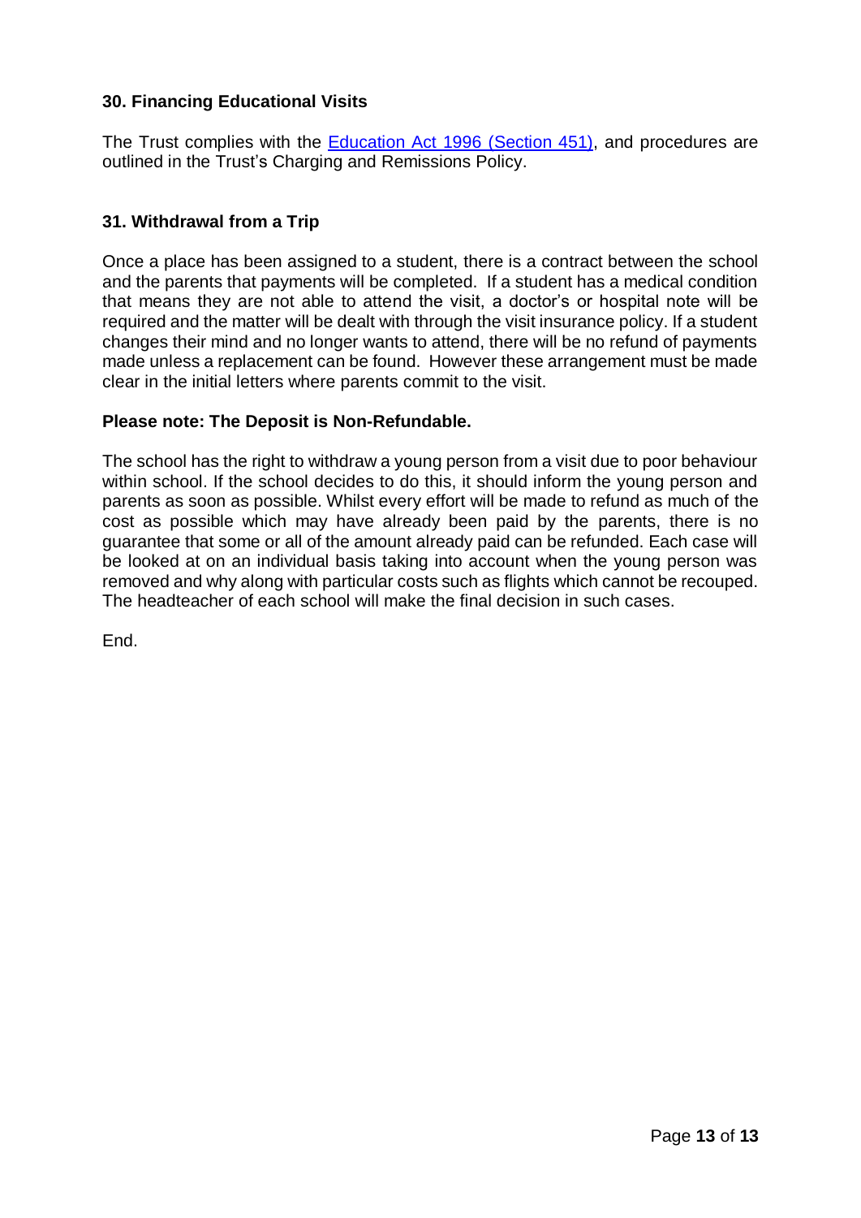### 30. Financing Educational Visits

The Trust complies with the [Education Act 1996 (Section 451)](), and procedures are outlined in the Trust's Charging and Remissions Policy.

### 31. Withdrawal from a Trip

Once a place has been assigned to a student, there is a contract between the school and the parents that payments will be completed. If a student has a medical condition that means they are not able to attend the visit, a doctor's or hospital note will be required and the matter will be dealt with through the visit insurance policy. If a student changes their mind and no longer wants to attend, there will be no refund of payments made unless a replacement can be found. However these arrangement must be made clear in the initial letters where parents commit to the visit.

**Please note: The Deposit is Non-Refundable.**

The school has the right to withdraw a young person from a visit due to poor behaviour within school. If the school decides to do this, it should inform the young person and parents as soon as possible. Whilst every effort will be made to refund as much of the cost as possible which may have already been paid by the parents, there is no guarantee that some or all of the amount already paid can be refunded. Each case will be looked at on an individual basis taking into account when the young person was removed and why along with particular costs such as flights which cannot be recouped. The headteacher of each school will make the final decision in such cases.

End.